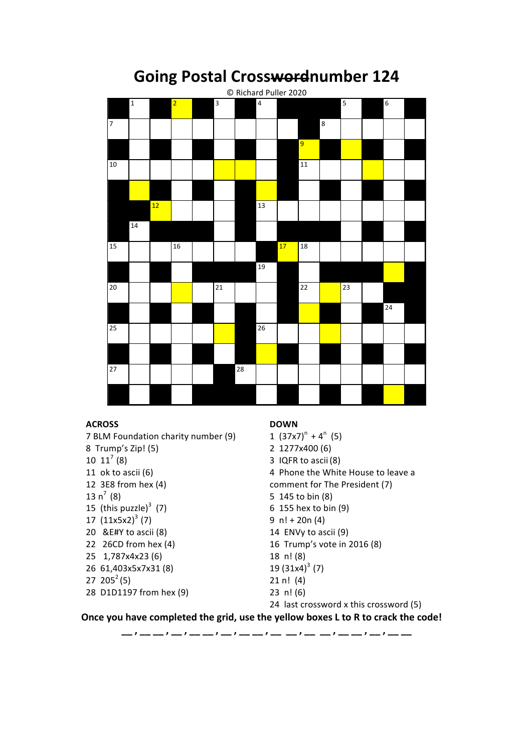# Going Postal Cross~~word~~number 124

© Richard Puller 2020

## ACROSS

7 BLM Foundation charity number (9)
8 Trump's Zip! (5)
10 $11^7$ (8)
11 ok to ascii (6)
12 3E8 from hex (4)
13 $n^7$ (8)
15 $(\text{this puzzle})^3$ (7)
17 $(11x5x2)^3$ (7)
20 &E#Y to ascii (8)
22 26CD from hex (4)
25 1,787x4x23 (6)
26 61,403x5x7x31 (8)
27 $205^2$ (5)
28 D1D1197 from hex (9)

## DOWN

1 $(37x7)^n + 4^n$ (5)
2 1277x400 (6)
3 IQFR to ascii (8)
4 Phone the White House to leave a comment for The President (7)
5 145 to bin (8)
6 155 hex to bin (9)
9 n! + 20n (4)
14 ENVy to ascii (9)
16 Trump's vote in 2016 (8)
18 n! (8)
19 $(31x4)^3$ (7)
21 n! (4)
23 n! (6)
24 last crossword x this crossword (5)

**Once you have completed the grid, use the yellow boxes L to R to crack the code!**

_ , _ _ , _ , _ _ , _ , _ _ , _ _ , _ _ , _ _ , _ , _ _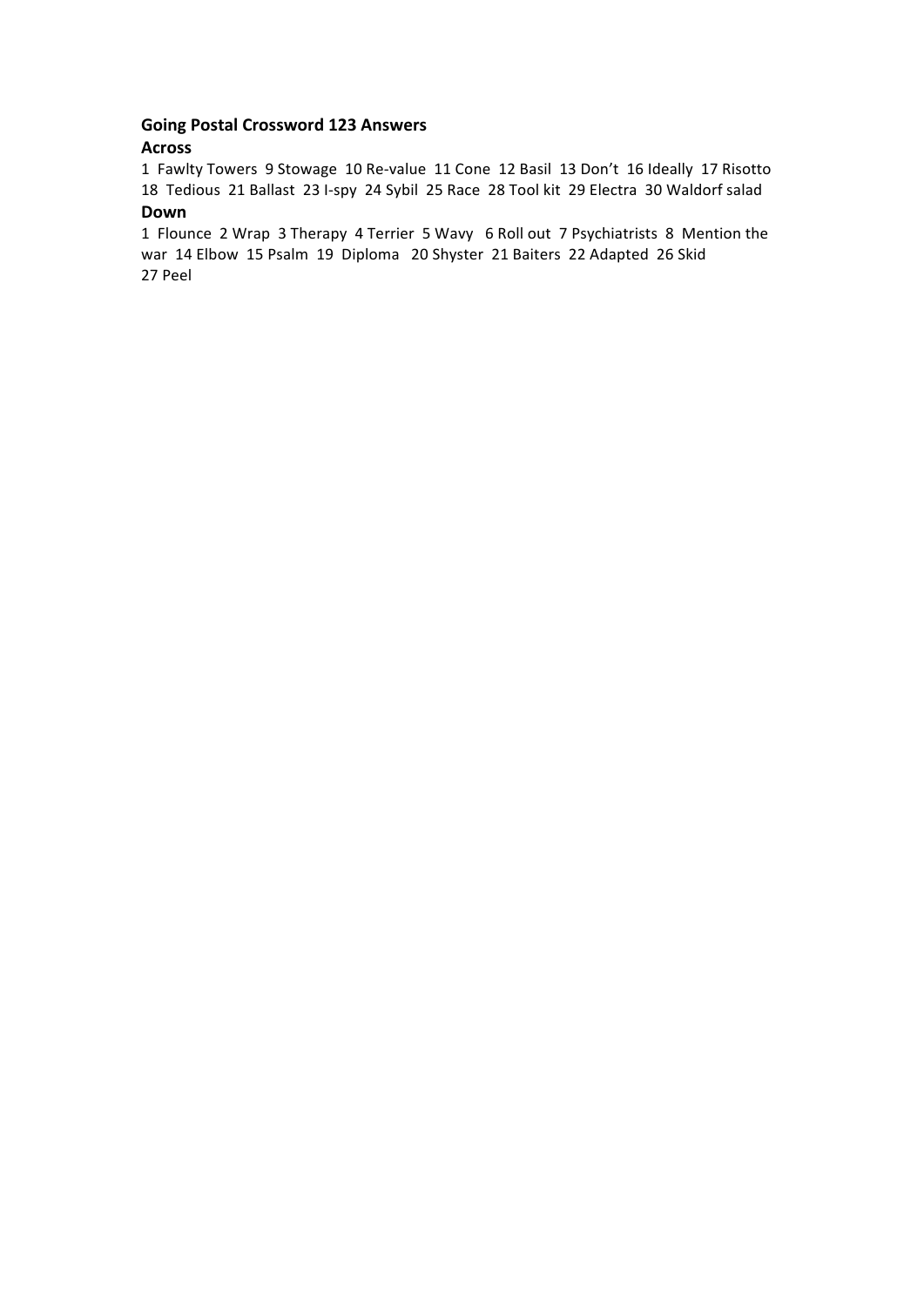### Going Postal Crossword 123 Answers

**Across**

1 Fawlty Towers 9 Stowage 10 Re-value 11 Cone 12 Basil 13 Don't 16 Ideally 17 Risotto 18 Tedious 21 Ballast 23 I-spy 24 Sybil 25 Race 28 Tool kit 29 Electra 30 Waldorf salad

**Down**

1 Flounce 2 Wrap 3 Therapy 4 Terrier 5 Wavy 6 Roll out 7 Psychiatrists 8 Mention the war 14 Elbow 15 Psalm 19 Diploma 20 Shyster 21 Baiters 22 Adapted 26 Skid 27 Peel